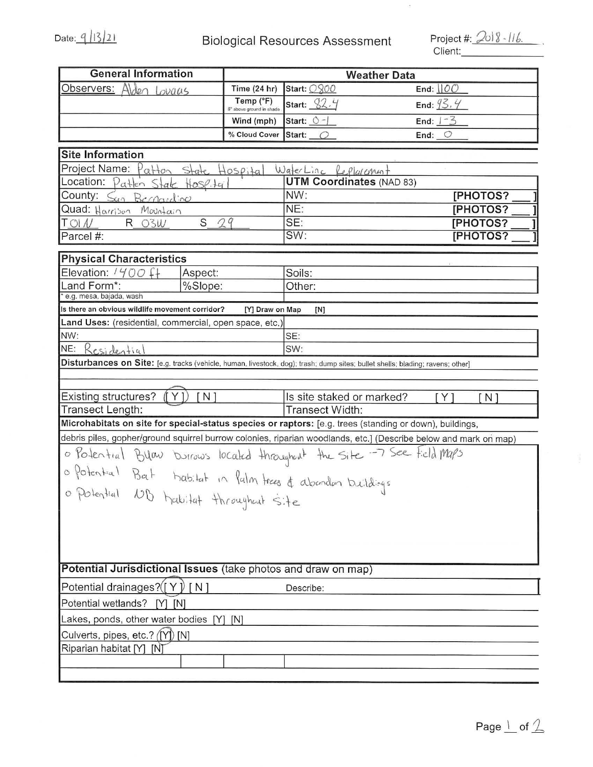Date: 9/13/21

# Biological Resources Assessment

Project #: 2018-116.
Client: ______________

| General Information | Weather Data | | |
|---|---|---|---|
| Observers: Alden Lovaas | Time (24 hr) | Start: 0800 | End: 1100 |
| | Temp (°F) 6" above ground in shade | Start: 82.4 | End: 93.4 |
| | Wind (mph) | Start: 0-1 | End: 1-3 |
| | % Cloud Cover | Start: 0 | End: 0 |

## Site Information

| | |
|---|---|
| Project Name: Patton State Hospital WaterLine Replacement | |
| Location: Patton State Hospital | **UTM Coordinates** (NAD 83) |
| County: San Bernardino | NW: [PHOTOS? ___] |
| Quad: Harrison Mountain | NE: [PHOTOS? ___] |
| T 01N R 03W S 29 | SE: [PHOTOS? ___] |
| Parcel #: | SW: [PHOTOS? ___] |

## Physical Characteristics

| | | |
|---|---|---|
| Elevation: 1400 ft | Aspect: | Soils: |
| Land Form*: | %Slope: | Other: |

\* e.g. mesa, bajada, wash

**Is there an obvious wildlife movement corridor?** [Y] Draw on Map [N]

**Land Uses:** (residential, commercial, open space, etc.)

| | |
|---|---|
| NW: | SE: |
| NE: Residential | SW: |

**Disturbances on Site:** [e.g. tracks (vehicle, human, livestock, dog); trash; dump sites; bullet shells; blading; ravens; other]

| | |
|---|---|
| Existing structures? (Y) [N] — **Y circled** | Is site staked or marked? [Y] [N] |
| Transect Length: | Transect Width: |

**Microhabitats on site for special-status species or raptors:** [e.g. trees (standing or down), buildings, debris piles, gopher/ground squirrel burrow colonies, riparian woodlands, etc.] (Describe below and mark on map)

- Potential BUOW burrows located throughout the site → See Field Maps
- Potential Bat habitat in Palm trees & abandon buildings
- Potential NB habitat throughout site

## Potential Jurisdictional Issues (take photos and draw on map)

- Potential drainages? (Y) [N] — **Y circled** — Describe:
- Potential wetlands? [Y] [N]
- Lakes, ponds, other water bodies [Y] [N]
- Culverts, pipes, etc.? (Y) [N] — **Y circled**
- Riparian habitat [Y] (N) — **N circled**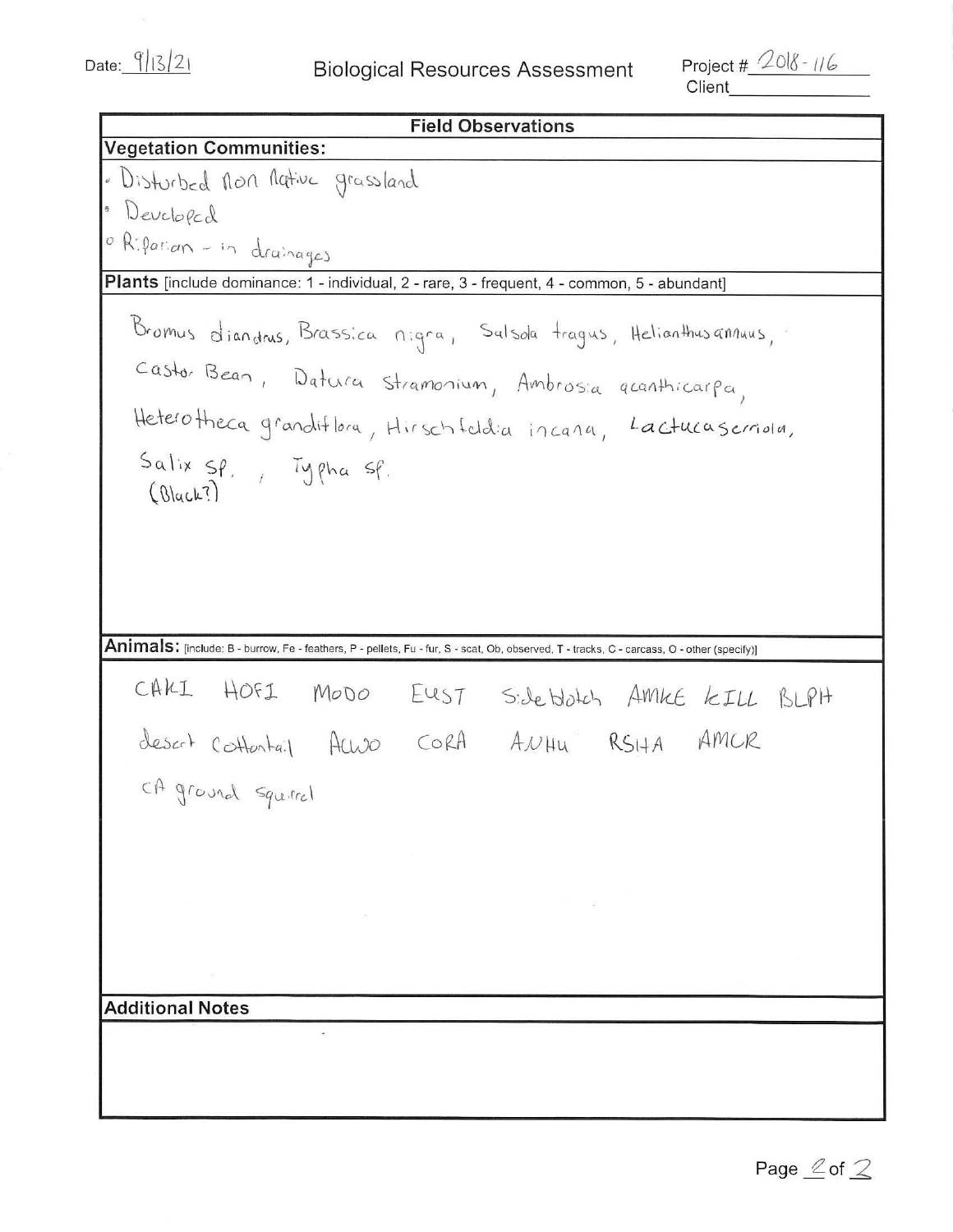Date: 9/13/21

# Biological Resources Assessment

Project # 2018-116

Client

## Field Observations

### Vegetation Communities:

- Disturbed non native grassland
- Developed
- Riparian - in drainages

### Plants [include dominance: 1 - individual, 2 - rare, 3 - frequent, 4 - common, 5 - abundant]

Bromus diandrus, Brassica nigra, Salsola tragus, Helianthus annuus, Castor Bean, Datura stramonium, Ambrosia acanthicarpa, Heterotheca grandiflora, Hirschfeldia incana, Lactuca serriola, Salix sp. (Black?), Typha sp.

### Animals: [include: B - burrow, Fe - feathers, P - pellets, Fu - fur, S - scat, Ob, observed, T - tracks, C - carcass, O - other (specify)]

CAKI HOFI MODO EUST Side blotch AMKE KILL BLPH desert cottontail ACWO CORA ANHU RSHA AMCR CA ground squirrel

### Additional Notes